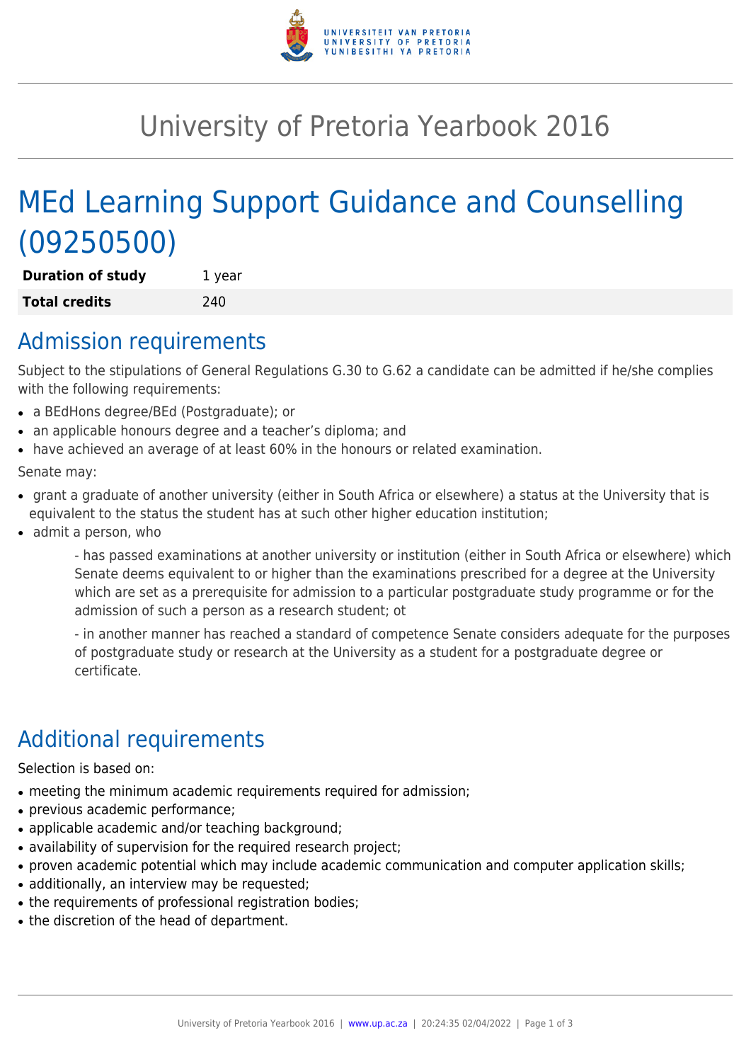# University of Pretoria Yearbook 2016

# MEd Learning Support Guidance and Counselling (09250500)

| **Duration of study** | 1 year |
| --- | --- |
| **Total credits** | 240 |

## Admission requirements

Subject to the stipulations of General Regulations G.30 to G.62 a candidate can be admitted if he/she complies with the following requirements:

- a BEdHons degree/BEd (Postgraduate); or
- an applicable honours degree and a teacher's diploma; and
- have achieved an average of at least 60% in the honours or related examination.

Senate may:

- grant a graduate of another university (either in South Africa or elsewhere) a status at the University that is equivalent to the status the student has at such other higher education institution;
- admit a person, who

    - has passed examinations at another university or institution (either in South Africa or elsewhere) which Senate deems equivalent to or higher than the examinations prescribed for a degree at the University which are set as a prerequisite for admission to a particular postgraduate study programme or for the admission of such a person as a research student; ot

    - in another manner has reached a standard of competence Senate considers adequate for the purposes of postgraduate study or research at the University as a student for a postgraduate degree or certificate.

## Additional requirements

Selection is based on:

- meeting the minimum academic requirements required for admission;
- previous academic performance;
- applicable academic and/or teaching background;
- availability of supervision for the required research project;
- proven academic potential which may include academic communication and computer application skills;
- additionally, an interview may be requested;
- the requirements of professional registration bodies;
- the discretion of the head of department.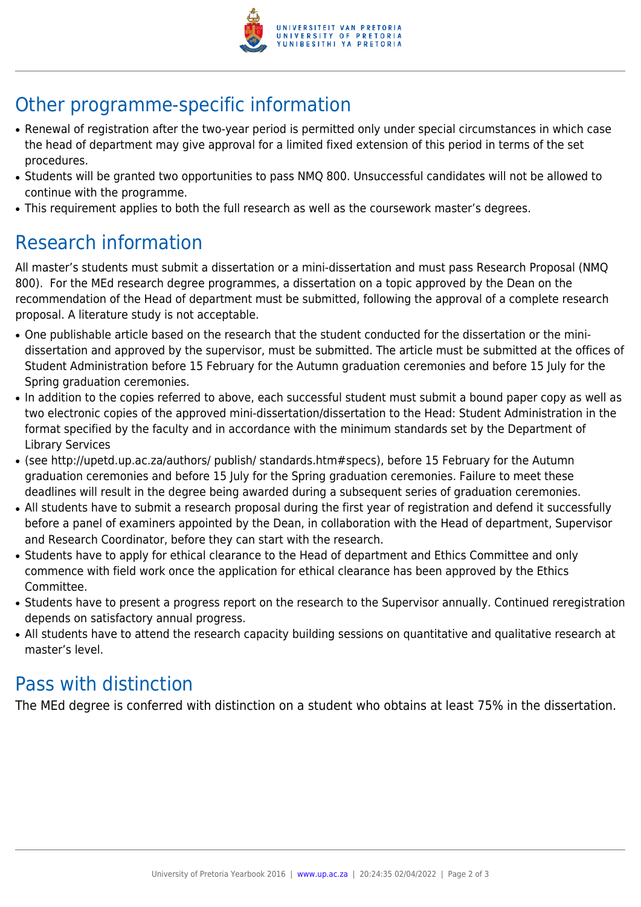## Other programme-specific information

- Renewal of registration after the two-year period is permitted only under special circumstances in which case the head of department may give approval for a limited fixed extension of this period in terms of the set procedures.
- Students will be granted two opportunities to pass NMQ 800. Unsuccessful candidates will not be allowed to continue with the programme.
- This requirement applies to both the full research as well as the coursework master's degrees.

## Research information

All master's students must submit a dissertation or a mini-dissertation and must pass Research Proposal (NMQ 800). For the MEd research degree programmes, a dissertation on a topic approved by the Dean on the recommendation of the Head of department must be submitted, following the approval of a complete research proposal. A literature study is not acceptable.

- One publishable article based on the research that the student conducted for the dissertation or the mini-dissertation and approved by the supervisor, must be submitted. The article must be submitted at the offices of Student Administration before 15 February for the Autumn graduation ceremonies and before 15 July for the Spring graduation ceremonies.
- In addition to the copies referred to above, each successful student must submit a bound paper copy as well as two electronic copies of the approved mini-dissertation/dissertation to the Head: Student Administration in the format specified by the faculty and in accordance with the minimum standards set by the Department of Library Services
- (see http://upetd.up.ac.za/authors/ publish/ standards.htm#specs), before 15 February for the Autumn graduation ceremonies and before 15 July for the Spring graduation ceremonies. Failure to meet these deadlines will result in the degree being awarded during a subsequent series of graduation ceremonies.
- All students have to submit a research proposal during the first year of registration and defend it successfully before a panel of examiners appointed by the Dean, in collaboration with the Head of department, Supervisor and Research Coordinator, before they can start with the research.
- Students have to apply for ethical clearance to the Head of department and Ethics Committee and only commence with field work once the application for ethical clearance has been approved by the Ethics Committee.
- Students have to present a progress report on the research to the Supervisor annually. Continued reregistration depends on satisfactory annual progress.
- All students have to attend the research capacity building sessions on quantitative and qualitative research at master's level.

## Pass with distinction

The MEd degree is conferred with distinction on a student who obtains at least 75% in the dissertation.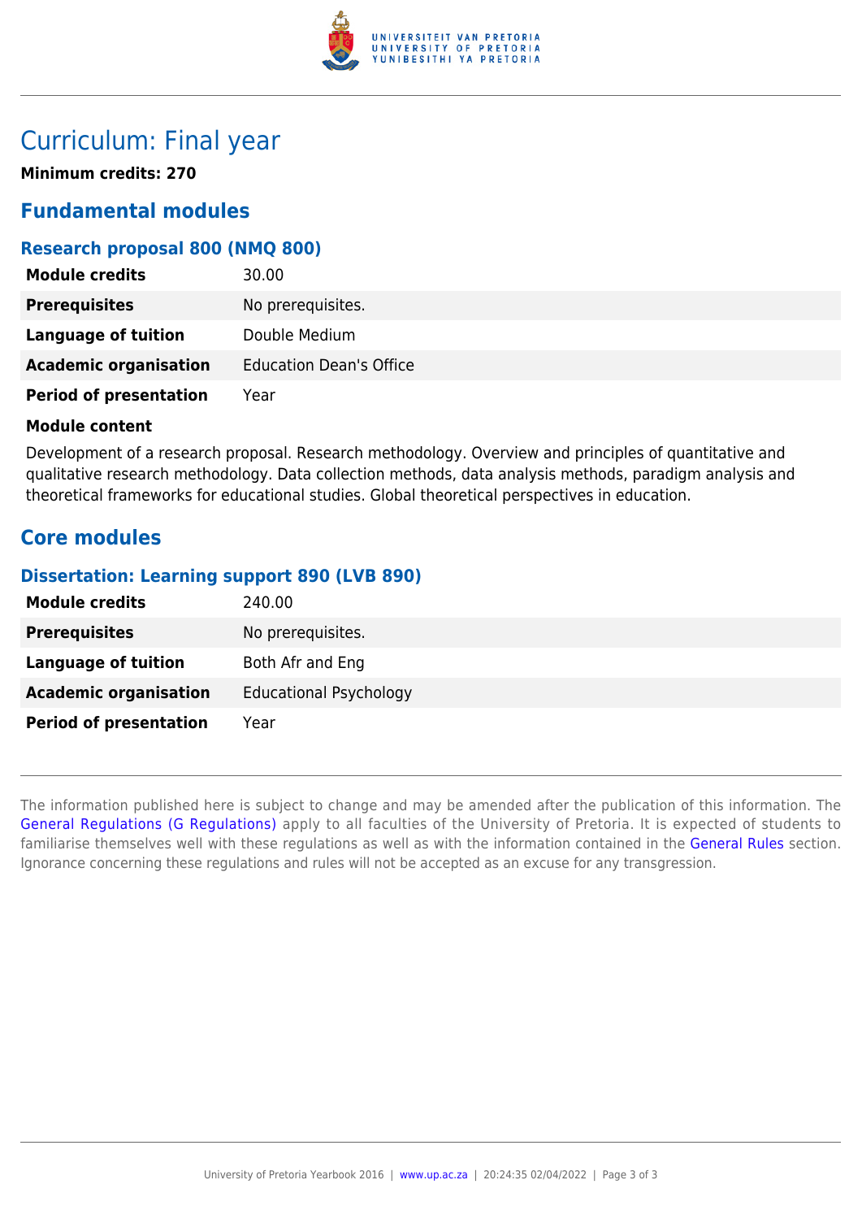# Curriculum: Final year

**Minimum credits: 270**

## Fundamental modules

### Research proposal 800 (NMQ 800)

| | |
|---|---|
| **Module credits** | 30.00 |
| **Prerequisites** | No prerequisites. |
| **Language of tuition** | Double Medium |
| **Academic organisation** | Education Dean's Office |
| **Period of presentation** | Year |

**Module content**

Development of a research proposal. Research methodology. Overview and principles of quantitative and qualitative research methodology. Data collection methods, data analysis methods, paradigm analysis and theoretical frameworks for educational studies. Global theoretical perspectives in education.

## Core modules

### Dissertation: Learning support 890 (LVB 890)

| | |
|---|---|
| **Module credits** | 240.00 |
| **Prerequisites** | No prerequisites. |
| **Language of tuition** | Both Afr and Eng |
| **Academic organisation** | Educational Psychology |
| **Period of presentation** | Year |

The information published here is subject to change and may be amended after the publication of this information. The General Regulations (G Regulations) apply to all faculties of the University of Pretoria. It is expected of students to familiarise themselves well with these regulations as well as with the information contained in the General Rules section. Ignorance concerning these regulations and rules will not be accepted as an excuse for any transgression.